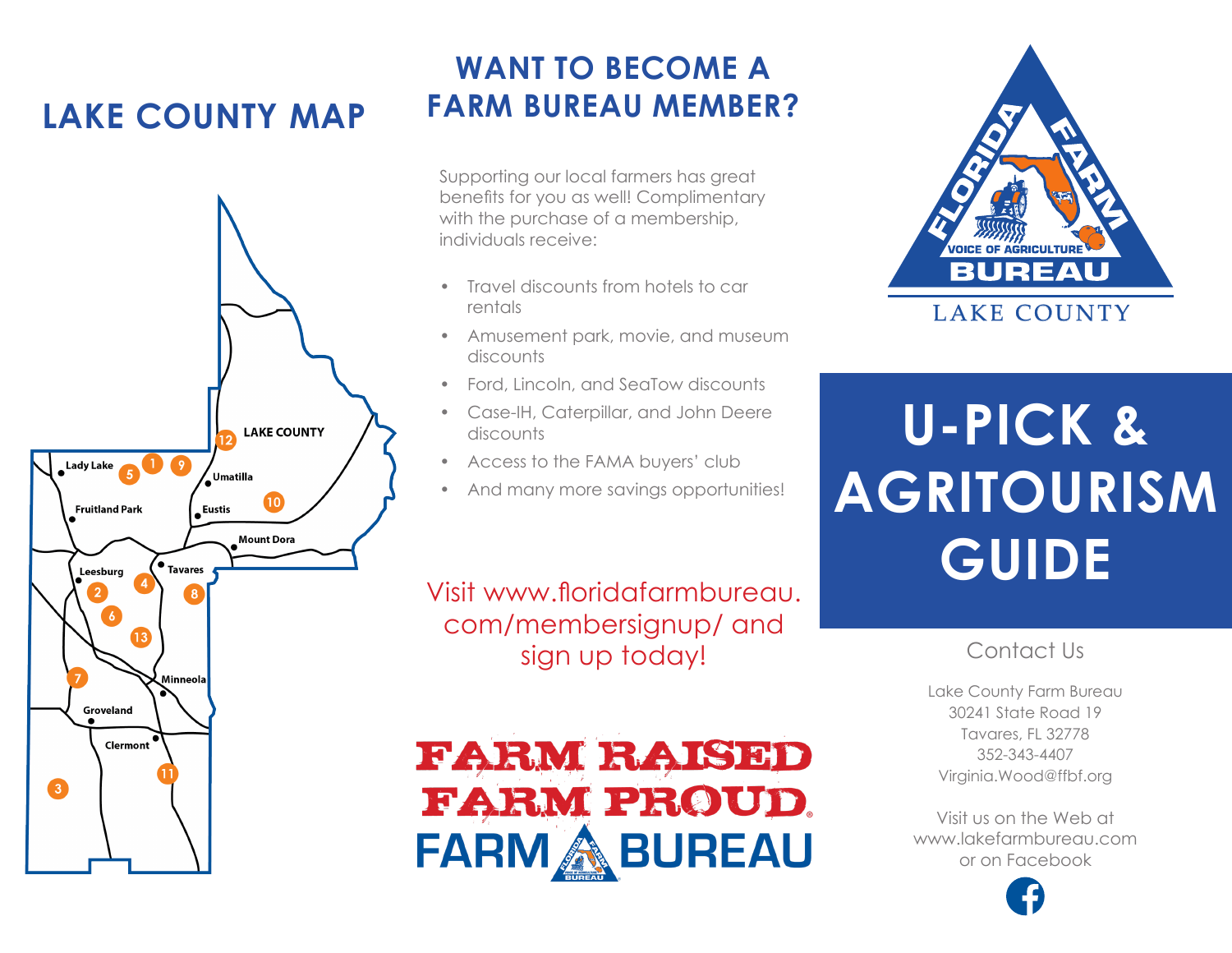## LAKE COUNTY MAP

LAKE COUNTY

Lady Lake, Fruitland Park, Umatilla, Eustis, Mount Dora, Leesburg, Tavares, Minneola, Groveland, Clermont

## WANT TO BECOME A FARM BUREAU MEMBER?

Supporting our local farmers has great benefits for you as well! Complimentary with the purchase of a membership, individuals receive:

- Travel discounts from hotels to car rentals
- Amusement park, movie, and museum discounts
- Ford, Lincoln, and SeaTow discounts
- Case-IH, Caterpillar, and John Deere discounts
- Access to the FAMA buyers' club
- And many more savings opportunities!

Visit www.floridafarmbureau.com/membersignup/ and sign up today!

FARM RAISED FARM PROUD® FARM BUREAU

FLORIDA FARM BUREAU — VOICE OF AGRICULTURE

LAKE COUNTY

# U-PICK & AGRITOURISM GUIDE

### Contact Us

Lake County Farm Bureau
30241 State Road 19
Tavares, FL 32778
352-343-4407
Virginia.Wood@ffbf.org

Visit us on the Web at
www.lakefarmbureau.com
or on Facebook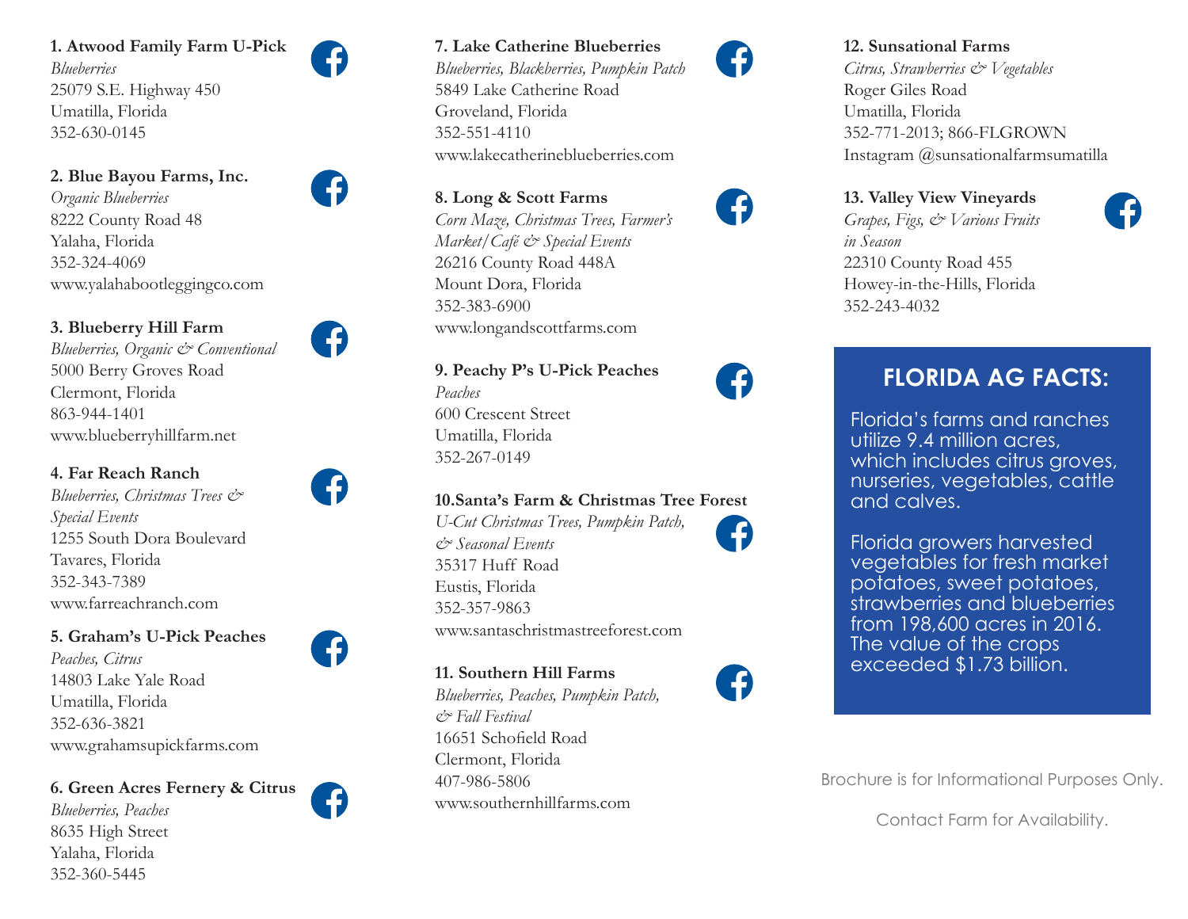**1. Atwood Family Farm U-Pick**
*Blueberries*
25079 S.E. Highway 450
Umatilla, Florida
352-630-0145

**2. Blue Bayou Farms, Inc.**
*Organic Blueberries*
8222 County Road 48
Yalaha, Florida
352-324-4069
www.yalahabootleggingco.com

**3. Blueberry Hill Farm**
*Blueberries, Organic & Conventional*
5000 Berry Groves Road
Clermont, Florida
863-944-1401
www.blueberryhillfarm.net

**4. Far Reach Ranch**
*Blueberries, Christmas Trees & Special Events*
1255 South Dora Boulevard
Tavares, Florida
352-343-7389
www.farreachranch.com

**5. Graham's U-Pick Peaches**
*Peaches, Citrus*
14803 Lake Yale Road
Umatilla, Florida
352-636-3821
www.grahamsupickfarms.com

**6. Green Acres Fernery & Citrus**
*Blueberries, Peaches*
8635 High Street
Yalaha, Florida
352-360-5445

**7. Lake Catherine Blueberries**
*Blueberries, Blackberries, Pumpkin Patch*
5849 Lake Catherine Road
Groveland, Florida
352-551-4110
www.lakecatherineblueberries.com

**8. Long & Scott Farms**
*Corn Maze, Christmas Trees, Farmer's Market/Café & Special Events*
26216 County Road 448A
Mount Dora, Florida
352-383-6900
www.longandscottfarms.com

**9. Peachy P's U-Pick Peaches**
*Peaches*
600 Crescent Street
Umatilla, Florida
352-267-0149

**10.Santa's Farm & Christmas Tree Forest**
*U-Cut Christmas Trees, Pumpkin Patch, & Seasonal Events*
35317 Huff Road
Eustis, Florida
352-357-9863
www.santaschristmastreeforest.com

**11. Southern Hill Farms**
*Blueberries, Peaches, Pumpkin Patch, & Fall Festival*
16651 Schofield Road
Clermont, Florida
407-986-5806
www.southernhillfarms.com

**12. Sunsational Farms**
*Citrus, Strawberries & Vegetables*
Roger Giles Road
Umatilla, Florida
352-771-2013; 866-FLGROWN
Instagram @sunsationalfarmsumatilla

**13. Valley View Vineyards**
*Grapes, Figs, & Various Fruits in Season*
22310 County Road 455
Howey-in-the-Hills, Florida
352-243-4032

## FLORIDA AG FACTS:

Florida's farms and ranches utilize 9.4 million acres, which includes citrus groves, nurseries, vegetables, cattle and calves.

Florida growers harvested vegetables for fresh market potatoes, sweet potatoes, strawberries and blueberries from 198,600 acres in 2016. The value of the crops exceeded $1.73 billion.

Brochure is for Informational Purposes Only.

Contact Farm for Availability.